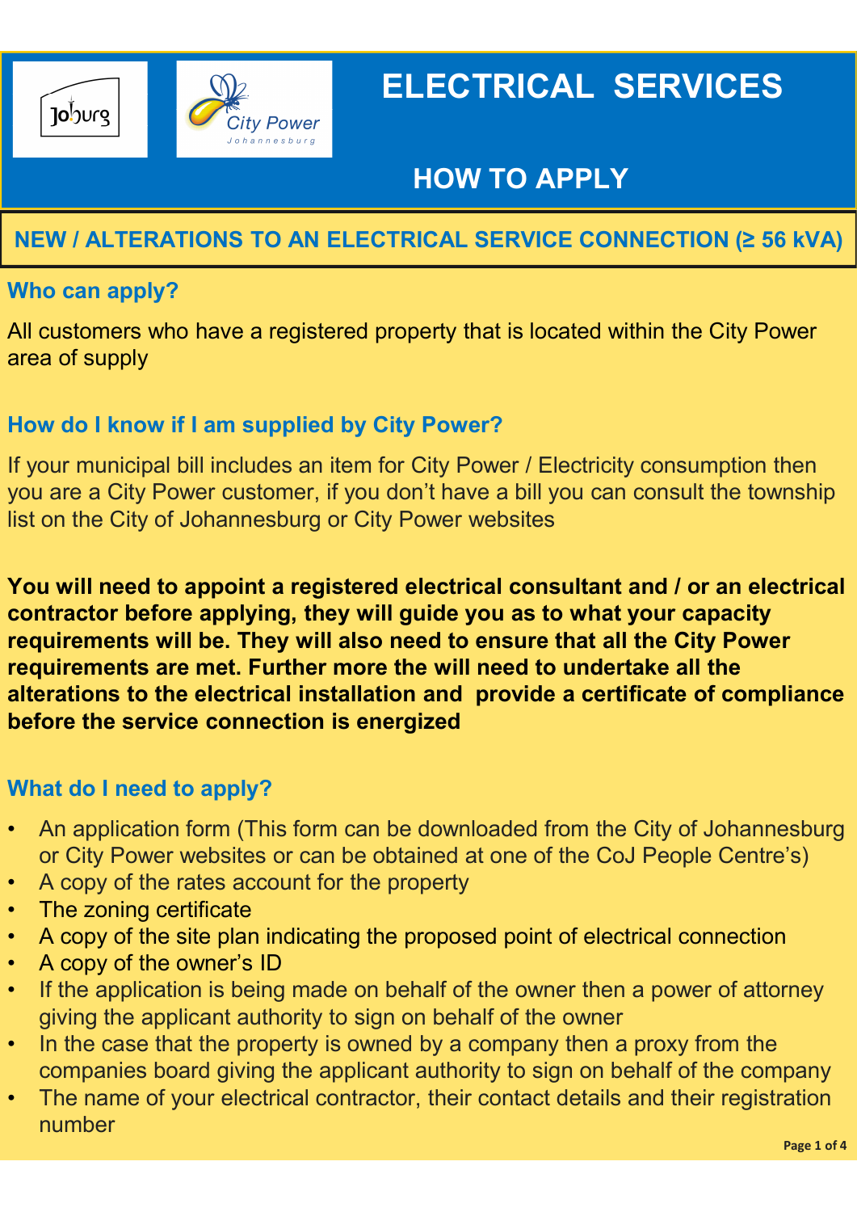# ELECTRICAL SERVICES

## HOW TO APPLY

## NEW / ALTERATIONS TO AN ELECTRICAL SERVICE CONNECTION (≥ 56 kVA)

### Who can apply?

All customers who have a registered property that is located within the City Power area of supply

### How do I know if I am supplied by City Power?

If your municipal bill includes an item for City Power / Electricity consumption then you are a City Power customer, if you don't have a bill you can consult the township list on the City of Johannesburg or City Power websites

**You will need to appoint a registered electrical consultant and / or an electrical contractor before applying, they will guide you as to what your capacity requirements will be. They will also need to ensure that all the City Power requirements are met. Further more the will need to undertake all the alterations to the electrical installation and provide a certificate of compliance before the service connection is energized**

### What do I need to apply?

- An application form (This form can be downloaded from the City of Johannesburg or City Power websites or can be obtained at one of the CoJ People Centre's)
- A copy of the rates account for the property
- The zoning certificate
- A copy of the site plan indicating the proposed point of electrical connection
- A copy of the owner's ID
- If the application is being made on behalf of the owner then a power of attorney giving the applicant authority to sign on behalf of the owner
- In the case that the property is owned by a company then a proxy from the companies board giving the applicant authority to sign on behalf of the company
- The name of your electrical contractor, their contact details and their registration number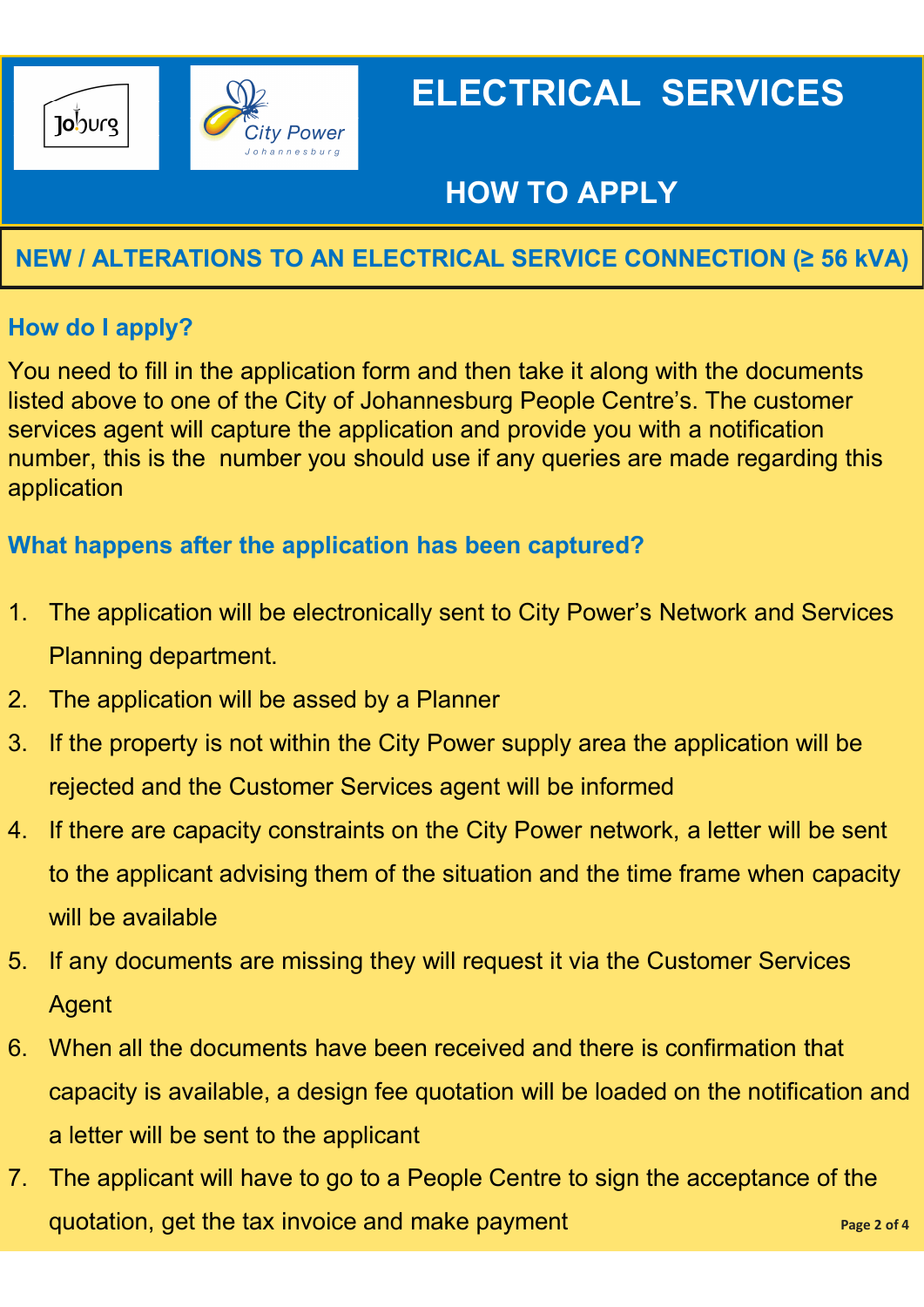# ELECTRICAL SERVICES

## HOW TO APPLY

## NEW / ALTERATIONS TO AN ELECTRICAL SERVICE CONNECTION (≥ 56 kVA)

### How do I apply?

You need to fill in the application form and then take it along with the documents listed above to one of the City of Johannesburg People Centre's. The customer services agent will capture the application and provide you with a notification number, this is the number you should use if any queries are made regarding this application

### What happens after the application has been captured?

1. The application will be electronically sent to City Power's Network and Services Planning department.
2. The application will be assed by a Planner
3. If the property is not within the City Power supply area the application will be rejected and the Customer Services agent will be informed
4. If there are capacity constraints on the City Power network, a letter will be sent to the applicant advising them of the situation and the time frame when capacity will be available
5. If any documents are missing they will request it via the Customer Services Agent
6. When all the documents have been received and there is confirmation that capacity is available, a design fee quotation will be loaded on the notification and a letter will be sent to the applicant
7. The applicant will have go to a People Centre to sign the acceptance of the quotation, get the tax invoice and make payment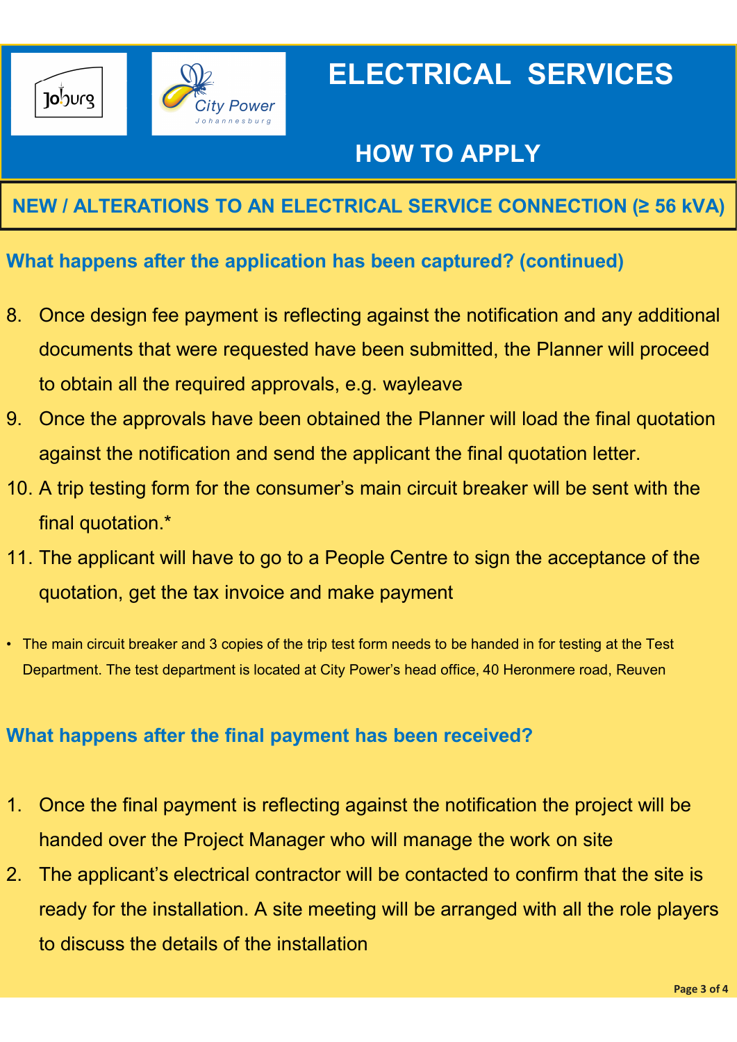# ELECTRICAL SERVICES

## HOW TO APPLY

## NEW / ALTERATIONS TO AN ELECTRICAL SERVICE CONNECTION (≥ 56 kVA)

### What happens after the application has been captured? (continued)

8. Once design fee payment is reflecting against the notification and any additional documents that were requested have been submitted, the Planner will proceed to obtain all the required approvals, e.g. wayleave
9. Once the approvals have been obtained the Planner will load the final quotation against the notification and send the applicant the final quotation letter.
10. A trip testing form for the consumer's main circuit breaker will be sent with the final quotation.*
11. The applicant will have to go to a People Centre to sign the acceptance of the quotation, get the tax invoice and make payment

- The main circuit breaker and 3 copies of the trip test form needs to be handed in for testing at the Test Department. The test department is located at City Power's head office, 40 Heronmere road, Reuven

### What happens after the final payment has been received?

1. Once the final payment is reflecting against the notification the project will be handed over the Project Manager who will manage the work on site
2. The applicant's electrical contractor will be contacted to confirm that the site is ready for the installation. A site meeting will be arranged with all the role players to discuss the details of the installation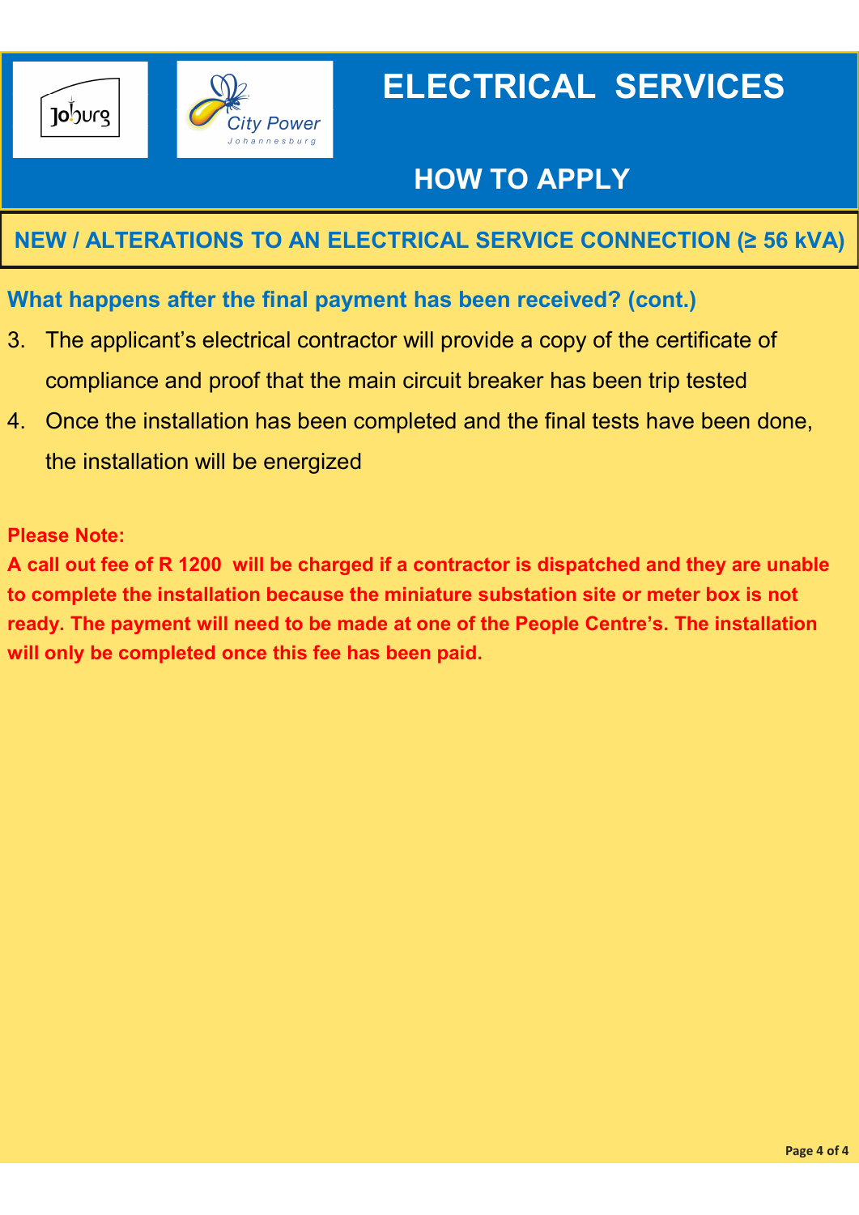# ELECTRICAL SERVICES

## HOW TO APPLY

## NEW / ALTERATIONS TO AN ELECTRICAL SERVICE CONNECTION (≥ 56 kVA)

### What happens after the final payment has been received? (cont.)

3. The applicant's electrical contractor will provide a copy of the certificate of compliance and proof that the main circuit breaker has been trip tested
4. Once the installation has been completed and the final tests have been done, the installation will be energized

**Please Note:**

**A call out fee of R 1200 will be charged if a contractor is dispatched and they are unable to complete the installation because the miniature substation site or meter box is not ready. The payment will need to be made at one of the People Centre's. The installation will only be completed once this fee has been paid.**